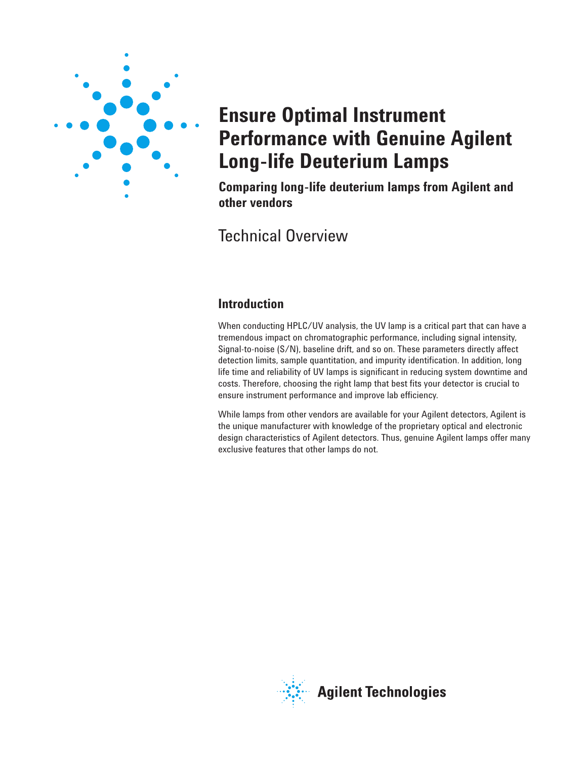# Ensure Optimal Instrument Performance with Genuine Agilent Long-life Deuterium Lamps

**Comparing long-life deuterium lamps from Agilent and other vendors**

Technical Overview

## Introduction

When conducting HPLC/UV analysis, the UV lamp is a critical part that can have a tremendous impact on chromatographic performance, including signal intensity, Signal-to-noise (S/N), baseline drift, and so on. These parameters directly affect detection limits, sample quantitation, and impurity identification. In addition, long life time and reliability of UV lamps is significant in reducing system downtime and costs. Therefore, choosing the right lamp that best fits your detector is crucial to ensure instrument performance and improve lab efficiency.

While lamps from other vendors are available for your Agilent detectors, Agilent is the unique manufacturer with knowledge of the proprietary optical and electronic design characteristics of Agilent detectors. Thus, genuine Agilent lamps offer many exclusive features that other lamps do not.

Agilent Technologies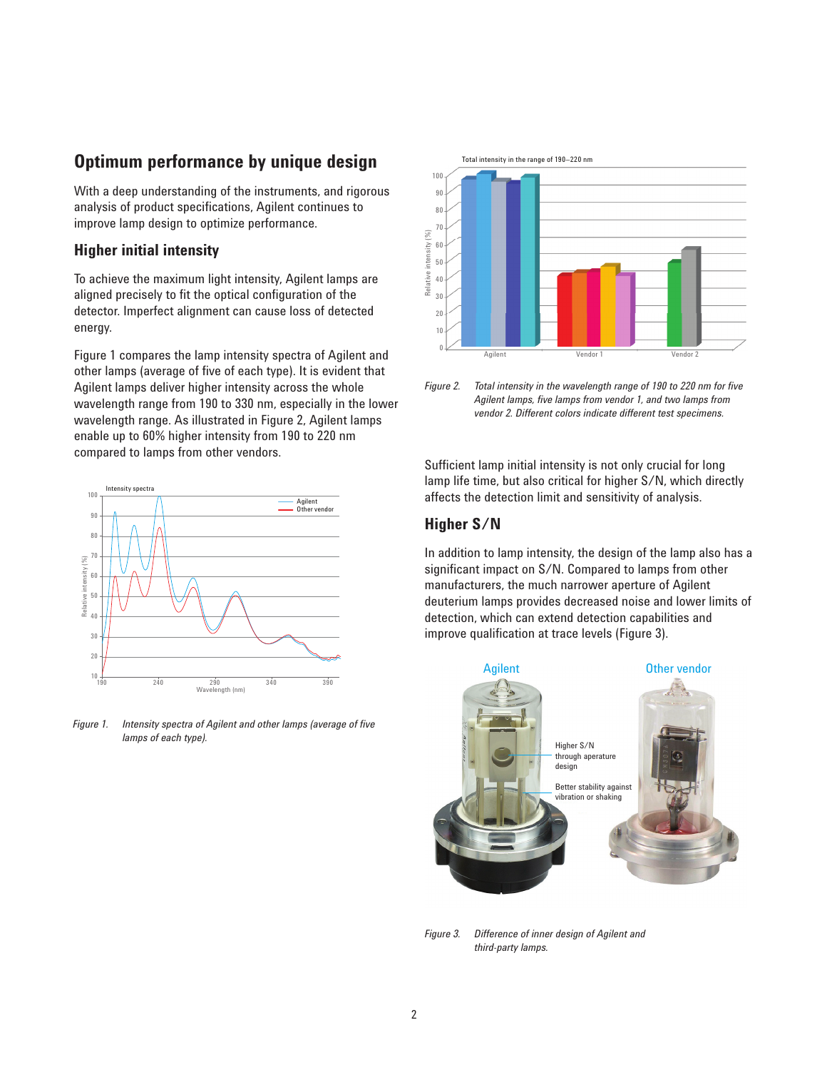## Optimum performance by unique design

With a deep understanding of the instruments, and rigorous analysis of product specifications, Agilent continues to improve lamp design to optimize performance.

### Higher initial intensity

To achieve the maximum light intensity, Agilent lamps are aligned precisely to fit the optical configuration of the detector. Imperfect alignment can cause loss of detected energy.

Figure 1 compares the lamp intensity spectra of Agilent and other lamps (average of five of each type). It is evident that Agilent lamps deliver higher intensity across the whole wavelength range from 190 to 330 nm, especially in the lower wavelength range. As illustrated in Figure 2, Agilent lamps enable up to 60% higher intensity from 190 to 220 nm compared to lamps from other vendors.

*Figure 1. Intensity spectra of Agilent and other lamps (average of five lamps of each type).*

*Figure 2. Total intensity in the wavelength range of 190 to 220 nm for five Agilent lamps, five lamps from vendor 1, and two lamps from vendor 2. Different colors indicate different test specimens.*

Sufficient lamp initial intensity is not only crucial for long lamp life time, but also critical for higher S/N, which directly affects the detection limit and sensitivity of analysis.

### Higher S/N

In addition to lamp intensity, the design of the lamp also has a significant impact on S/N. Compared to lamps from other manufacturers, the much narrower aperture of Agilent deuterium lamps provides decreased noise and lower limits of detection, which can extend detection capabilities and improve qualification at trace levels (Figure 3).

*Figure 3. Difference of inner design of Agilent and third-party lamps.*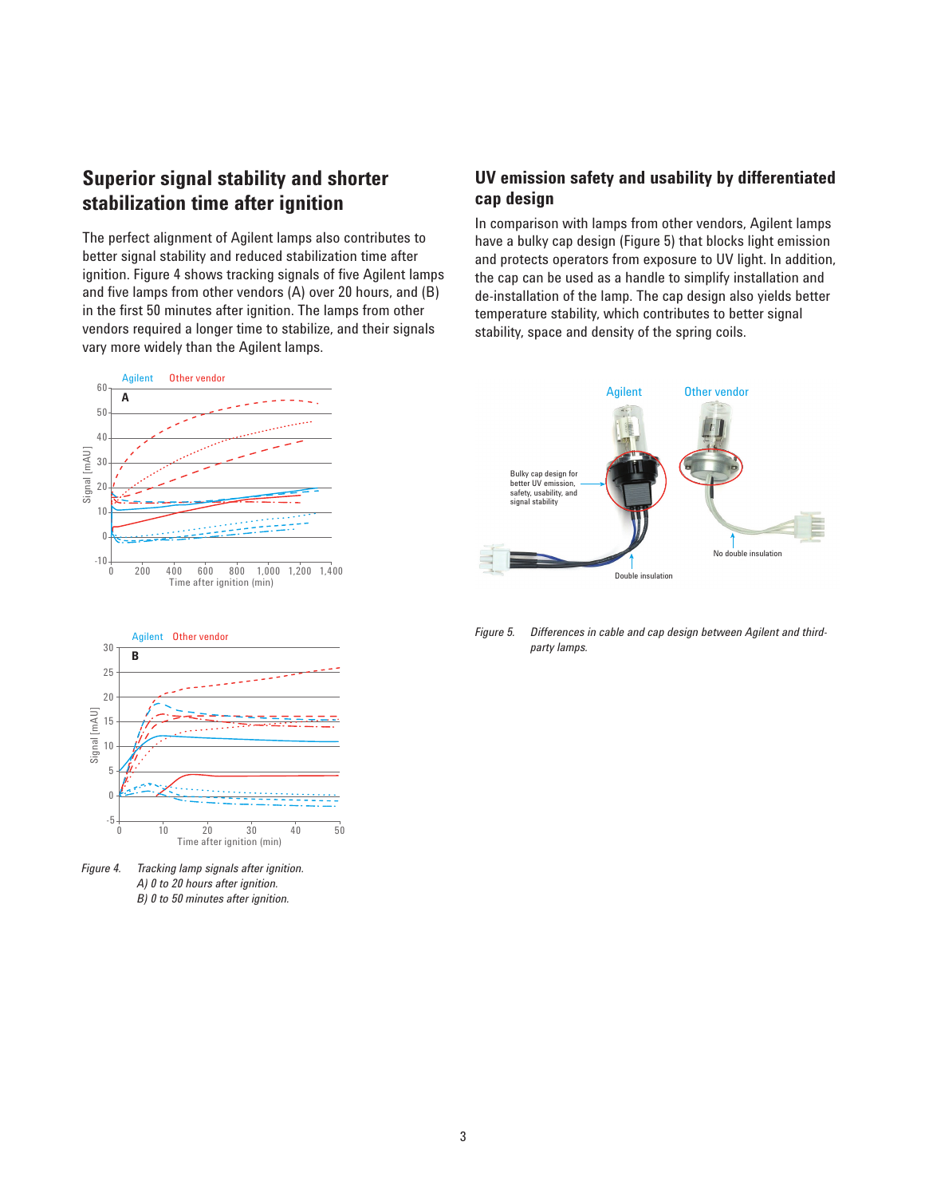## Superior signal stability and shorter stabilization time after ignition

The perfect alignment of Agilent lamps also contributes to better signal stability and reduced stabilization time after ignition. Figure 4 shows tracking signals of five Agilent lamps and five lamps from other vendors (A) over 20 hours, and (B) in the first 50 minutes after ignition. The lamps from other vendors required a longer time to stabilize, and their signals vary more widely than the Agilent lamps.

Figure 4. Tracking lamp signals after ignition.
A) 0 to 20 hours after ignition.
B) 0 to 50 minutes after ignition.

## UV emission safety and usability by differentiated cap design

In comparison with lamps from other vendors, Agilent lamps have a bulky cap design (Figure 5) that blocks light emission and protects operators from exposure to UV light. In addition, the cap can be used as a handle to simplify installation and de-installation of the lamp. The cap design also yields better temperature stability, which contributes to better signal stability, space and density of the spring coils.

Figure 5. Differences in cable and cap design between Agilent and third-party lamps.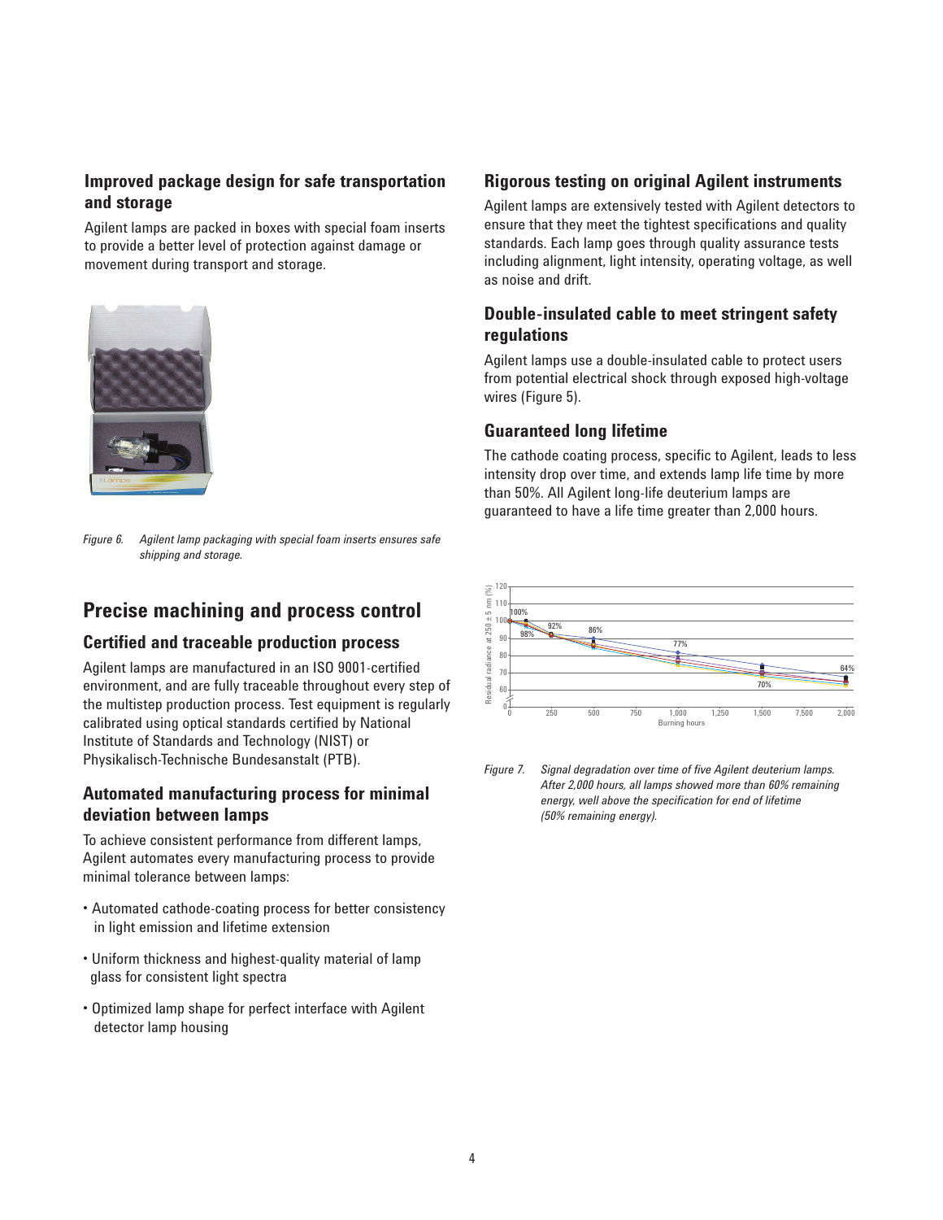### Improved package design for safe transportation and storage

Agilent lamps are packed in boxes with special foam inserts to provide a better level of protection against damage or movement during transport and storage.

*Figure 6. Agilent lamp packaging with special foam inserts ensures safe shipping and storage.*

## Precise machining and process control

### Certified and traceable production process

Agilent lamps are manufactured in an ISO 9001-certified environment, and are fully traceable throughout every step of the multistep production process. Test equipment is regularly calibrated using optical standards certified by National Institute of Standards and Technology (NIST) or Physikalisch-Technische Bundesanstalt (PTB).

### Automated manufacturing process for minimal deviation between lamps

To achieve consistent performance from different lamps, Agilent automates every manufacturing process to provide minimal tolerance between lamps:

- Automated cathode-coating process for better consistency in light emission and lifetime extension
- Uniform thickness and highest-quality material of lamp glass for consistent light spectra
- Optimized lamp shape for perfect interface with Agilent detector lamp housing

### Rigorous testing on original Agilent instruments

Agilent lamps are extensively tested with Agilent detectors to ensure that they meet the tightest specifications and quality standards. Each lamp goes through quality assurance tests including alignment, light intensity, operating voltage, as well as noise and drift.

### Double-insulated cable to meet stringent safety regulations

Agilent lamps use a double-insulated cable to protect users from potential electrical shock through exposed high-voltage wires (Figure 5).

### Guaranteed long lifetime

The cathode coating process, specific to Agilent, leads to less intensity drop over time, and extends lamp life time by more than 50%. All Agilent long-life deuterium lamps are guaranteed to have a life time greater than 2,000 hours.

*Figure 7. Signal degradation over time of five Agilent deuterium lamps. After 2,000 hours, all lamps showed more than 60% remaining energy, well above the specification for end of lifetime (50% remaining energy).*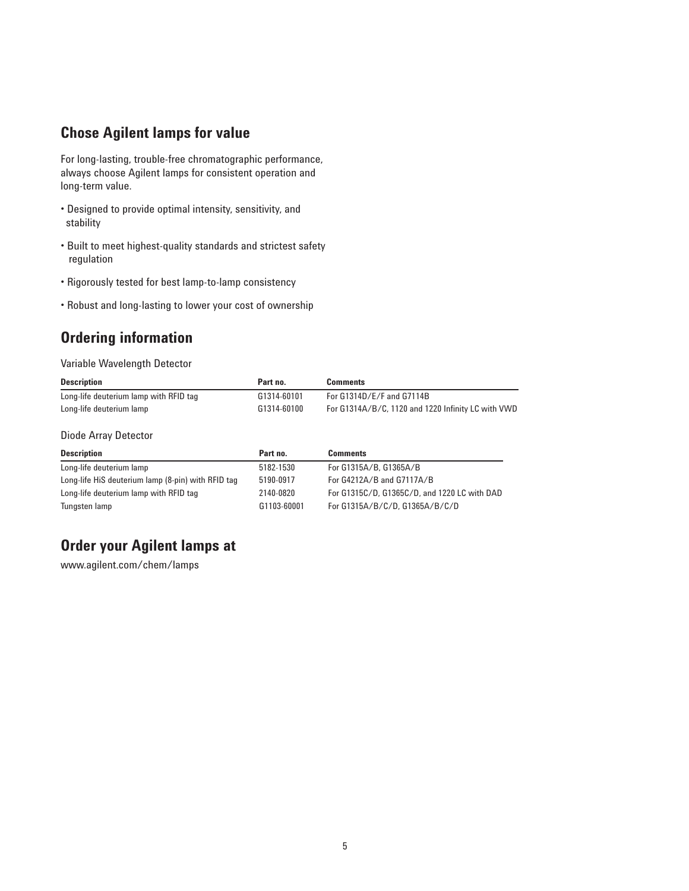## Chose Agilent lamps for value

For long-lasting, trouble-free chromatographic performance, always choose Agilent lamps for consistent operation and long-term value.

- Designed to provide optimal intensity, sensitivity, and stability
- Built to meet highest-quality standards and strictest safety regulation
- Rigorously tested for best lamp-to-lamp consistency
- Robust and long-lasting to lower your cost of ownership

## Ordering information

Variable Wavelength Detector

| Description | Part no. | Comments |
|---|---|---|
| Long-life deuterium lamp with RFID tag | G1314-60101 | For G1314D/E/F and G7114B |
| Long-life deuterium lamp | G1314-60100 | For G1314A/B/C, 1120 and 1220 Infinity LC with VWD |

Diode Array Detector

| Description | Part no. | Comments |
|---|---|---|
| Long-life deuterium lamp | 5182-1530 | For G1315A/B, G1365A/B |
| Long-life HiS deuterium lamp (8-pin) with RFID tag | 5190-0917 | For G4212A/B and G7117A/B |
| Long-life deuterium lamp with RFID tag | 2140-0820 | For G1315C/D, G1365C/D, and 1220 LC with DAD |
| Tungsten lamp | G1103-60001 | For G1315A/B/C/D, G1365A/B/C/D |

## Order your Agilent lamps at

www.agilent.com/chem/lamps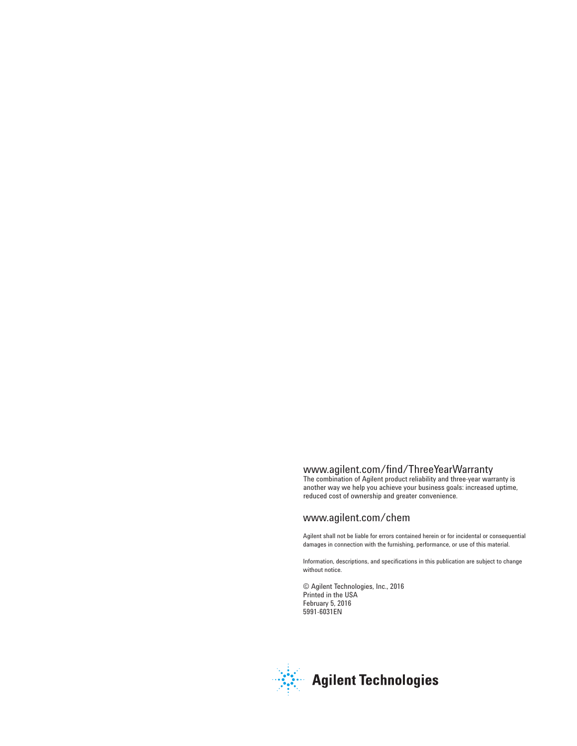www.agilent.com/find/ThreeYearWarranty

The combination of Agilent product reliability and three-year warranty is another way we help you achieve your business goals: increased uptime, reduced cost of ownership and greater convenience.

www.agilent.com/chem

Agilent shall not be liable for errors contained herein or for incidental or consequential damages in connection with the furnishing, performance, or use of this material.

Information, descriptions, and specifications in this publication are subject to change without notice.

© Agilent Technologies, Inc., 2016
Printed in the USA
February 5, 2016
5991-6031EN

**Agilent Technologies**